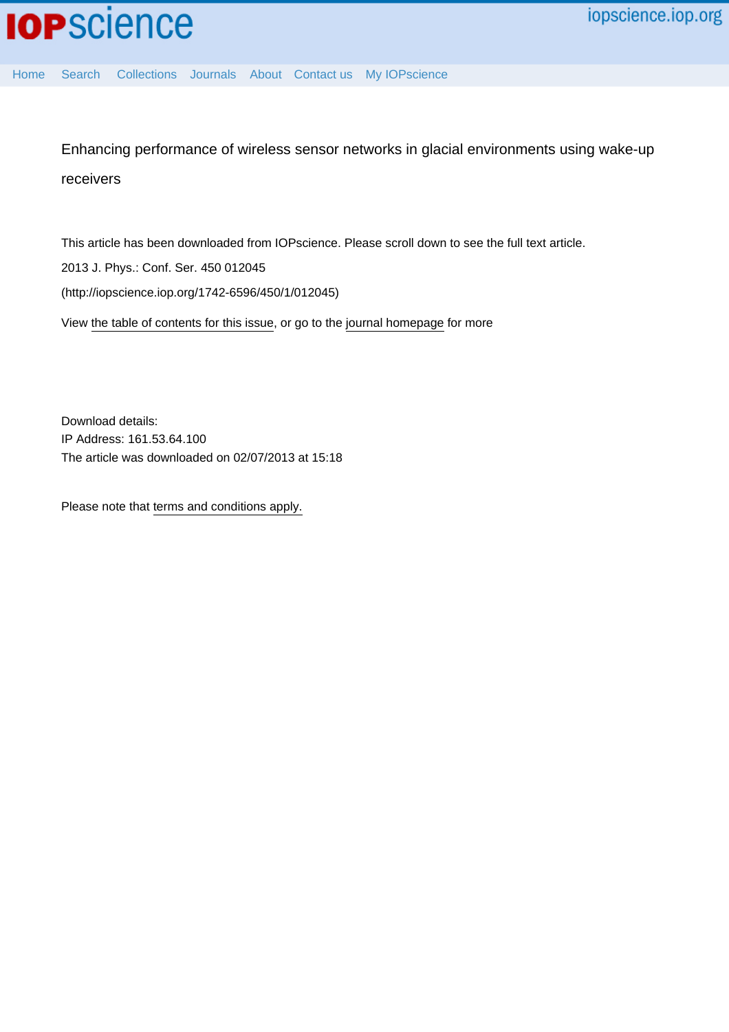Home Search Collections Journals About Contact us My IOPscience

# Enhancing performance of wireless sensor networks in glacial environments using wake-up receivers

This article has been downloaded from IOPscience. Please scroll down to see the full text article.

2013 J. Phys.: Conf. Ser. 450 012045

(http://iopscience.iop.org/1742-6596/450/1/012045)

View the table of contents for this issue, or go to the journal homepage for more

Download details:
IP Address: 161.53.64.100
The article was downloaded on 02/07/2013 at 15:18

Please note that terms and conditions apply.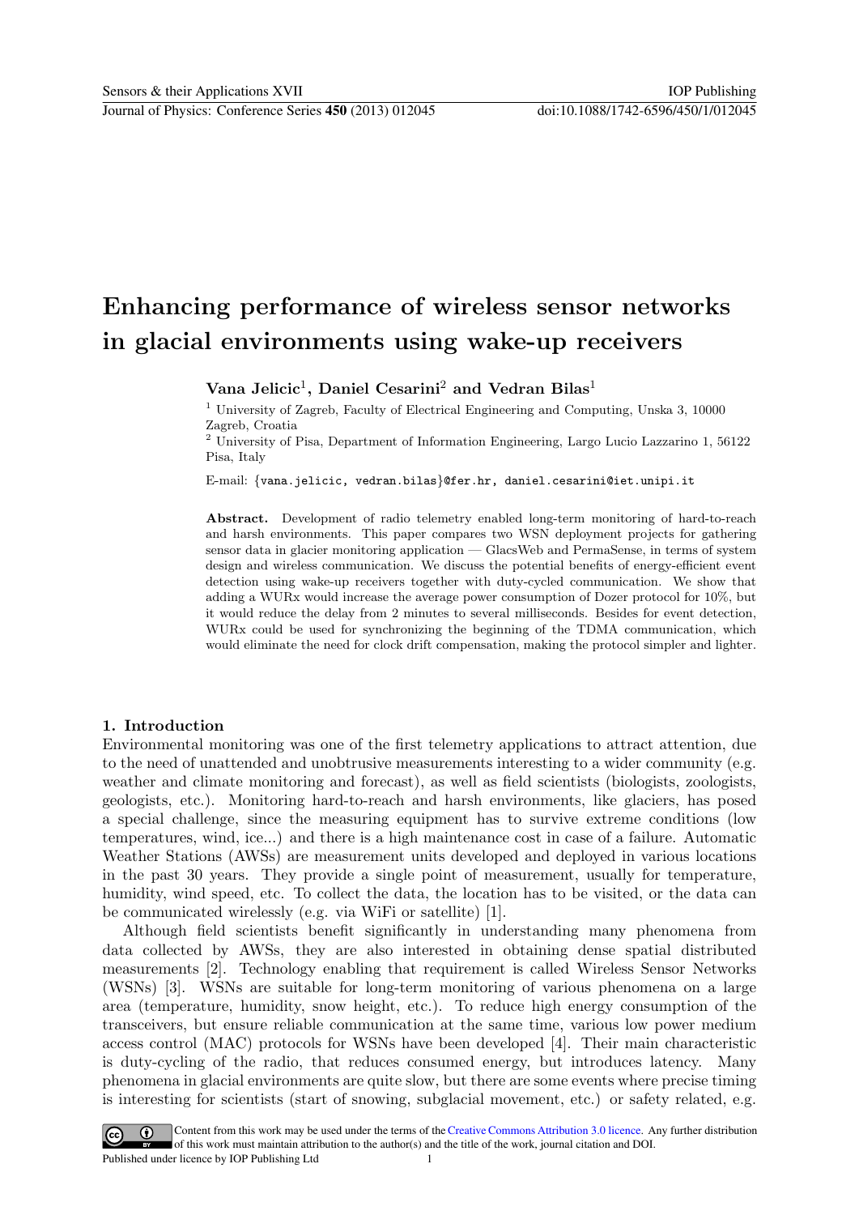# Enhancing performance of wireless sensor networks in glacial environments using wake-up receivers

**Vana Jelicic**[1], **Daniel Cesarini**[2] **and Vedran Bilas**[1]

[1] University of Zagreb, Faculty of Electrical Engineering and Computing, Unska 3, 10000 Zagreb, Croatia

[2] University of Pisa, Department of Information Engineering, Largo Lucio Lazzarino 1, 56122 Pisa, Italy

E-mail: {vana.jelicic, vedran.bilas}@fer.hr, daniel.cesarini@iet.unipi.it

**Abstract.** Development of radio telemetry enabled long-term monitoring of hard-to-reach and harsh environments. This paper compares two WSN deployment projects for gathering sensor data in glacier monitoring application — GlacsWeb and PermaSense, in terms of system design and wireless communication. We discuss the potential benefits of energy-efficient event detection using wake-up receivers together with duty-cycled communication. We show that adding a WURx would increase the average power consumption of Dozer protocol for 10%, but it would reduce the delay from 2 minutes to several milliseconds. Besides for event detection, WURx could be used for synchronizing the beginning of the TDMA communication, which would eliminate the need for clock drift compensation, making the protocol simpler and lighter.

## 1. Introduction

Environmental monitoring was one of the first telemetry applications to attract attention, due to the need of unattended and unobtrusive measurements interesting to a wider community (e.g. weather and climate monitoring and forecast), as well as field scientists (biologists, zoologists, geologists, etc.). Monitoring hard-to-reach and harsh environments, like glaciers, has posed a special challenge, since the measuring equipment has to survive extreme conditions (low temperatures, wind, ice...) and there is a high maintenance cost in case of a failure. Automatic Weather Stations (AWSs) are measurement units developed and deployed in various locations in the past 30 years. They provide a single point of measurement, usually for temperature, humidity, wind speed, etc. To collect the data, the location has to be visited, or the data can be communicated wirelessly (e.g. via WiFi or satellite) [1].

Although field scientists benefit significantly in understanding many phenomena from data collected by AWSs, they are also interested in obtaining dense spatial distributed measurements [2]. Technology enabling that requirement is called Wireless Sensor Networks (WSNs) [3]. WSNs are suitable for long-term monitoring of various phenomena on a large area (temperature, humidity, snow height, etc.). To reduce high energy consumption of the transceivers, but ensure reliable communication at the same time, various low power medium access control (MAC) protocols for WSNs have been developed [4]. Their main characteristic is duty-cycling of the radio, that reduces consumed energy, but introduces latency. Many phenomena in glacial environments are quite slow, but there are some events where precise timing is interesting for scientists (start of snowing, subglacial movement, etc.) or safety related, e.g.

Content from this work may be used under the terms of the Creative Commons Attribution 3.0 licence. Any further distribution of this work must maintain attribution to the author(s) and the title of the work, journal citation and DOI.
Published under licence by IOP Publishing Ltd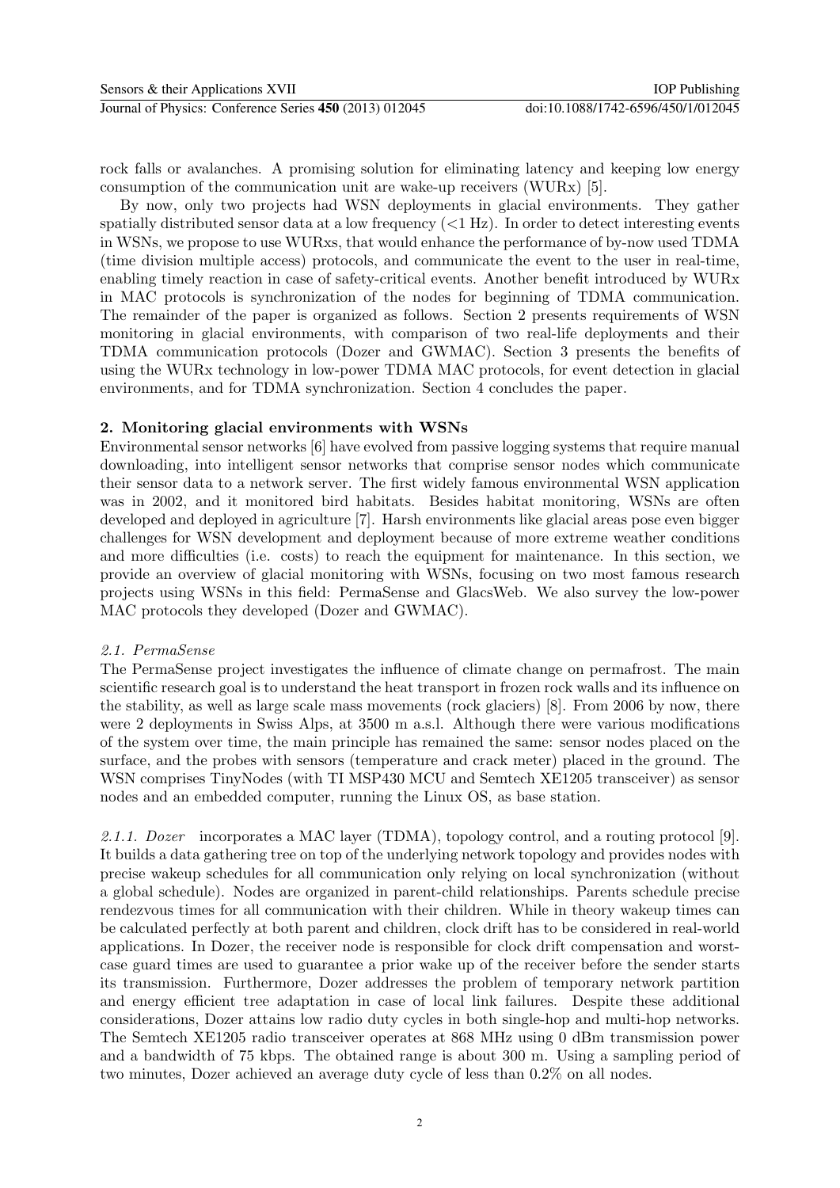rock falls or avalanches. A promising solution for eliminating latency and keeping low energy consumption of the communication unit are wake-up receivers (WURx) [5].

By now, only two projects had WSN deployments in glacial environments. They gather spatially distributed sensor data at a low frequency (<1 Hz). In order to detect interesting events in WSNs, we propose to use WURxs, that would enhance the performance of by-now used TDMA (time division multiple access) protocols, and communicate the event to the user in real-time, enabling timely reaction in case of safety-critical events. Another benefit introduced by WURx in MAC protocols is synchronization of the nodes for beginning of TDMA communication. The remainder of the paper is organized as follows. Section 2 presents requirements of WSN monitoring in glacial environments, with comparison of two real-life deployments and their TDMA communication protocols (Dozer and GWMAC). Section 3 presents the benefits of using the WURx technology in low-power TDMA MAC protocols, for event detection in glacial environments, and for TDMA synchronization. Section 4 concludes the paper.

## 2. Monitoring glacial environments with WSNs

Environmental sensor networks [6] have evolved from passive logging systems that require manual downloading, into intelligent sensor networks that comprise sensor nodes which communicate their sensor data to a network server. The first widely famous environmental WSN application was in 2002, and it monitored bird habitats. Besides habitat monitoring, WSNs are often developed and deployed in agriculture [7]. Harsh environments like glacial areas pose even bigger challenges for WSN development and deployment because of more extreme weather conditions and more difficulties (i.e. costs) to reach the equipment for maintenance. In this section, we provide an overview of glacial monitoring with WSNs, focusing on two most famous research projects using WSNs in this field: PermaSense and GlacsWeb. We also survey the low-power MAC protocols they developed (Dozer and GWMAC).

### *2.1. PermaSense*

The PermaSense project investigates the influence of climate change on permafrost. The main scientific research goal is to understand the heat transport in frozen rock walls and its influence on the stability, as well as large scale mass movements (rock glaciers) [8]. From 2006 by now, there were 2 deployments in Swiss Alps, at 3500 m a.s.l. Although there were various modifications of the system over time, the main principle has remained the same: sensor nodes placed on the surface, and the probes with sensors (temperature and crack meter) placed in the ground. The WSN comprises TinyNodes (with TI MSP430 MCU and Semtech XE1205 transceiver) as sensor nodes and an embedded computer, running the Linux OS, as base station.

*2.1.1. Dozer* incorporates a MAC layer (TDMA), topology control, and a routing protocol [9]. It builds a data gathering tree on top of the underlying network topology and provides nodes with precise wakeup schedules for all communication only relying on local synchronization (without a global schedule). Nodes are organized in parent-child relationships. Parents schedule precise rendezvous times for all communication with their children. While in theory wakeup times can be calculated perfectly at both parent and children, clock drift has to be considered in real-world applications. In Dozer, the receiver node is responsible for clock drift compensation and worst-case guard times are used to guarantee a prior wake up of the receiver before the sender starts its transmission. Furthermore, Dozer addresses the problem of temporary network partition and energy efficient tree adaptation in case of local link failures. Despite these additional considerations, Dozer attains low radio duty cycles in both single-hop and multi-hop networks. The Semtech XE1205 radio transceiver operates at 868 MHz using 0 dBm transmission power and a bandwidth of 75 kbps. The obtained range is about 300 m. Using a sampling period of two minutes, Dozer achieved an average duty cycle of less than 0.2% on all nodes.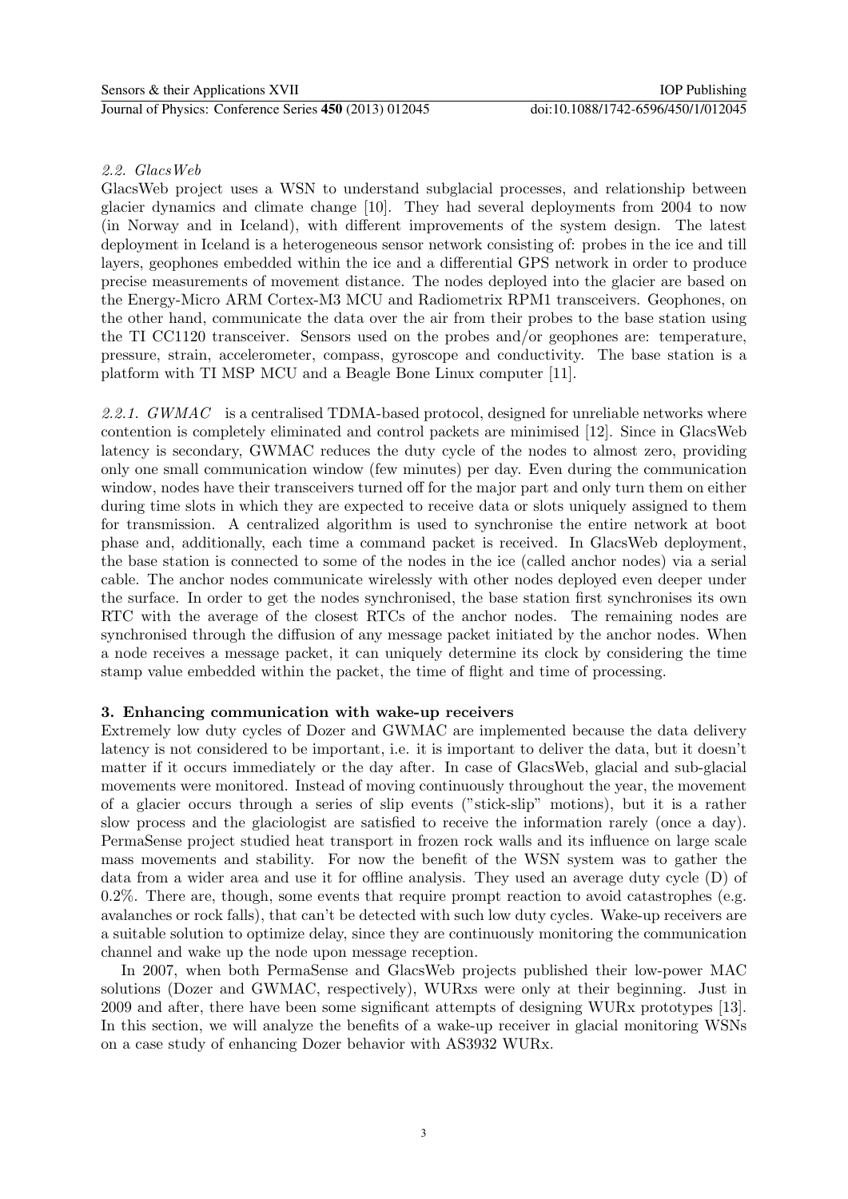### 2.2. GlacsWeb

GlacsWeb project uses a WSN to understand subglacial processes, and relationship between glacier dynamics and climate change [10]. They had several deployments from 2004 to now (in Norway and in Iceland), with different improvements of the system design. The latest deployment in Iceland is a heterogeneous sensor network consisting of: probes in the ice and till layers, geophones embedded within the ice and a differential GPS network in order to produce precise measurements of movement distance. The nodes deployed into the glacier are based on the Energy-Micro ARM Cortex-M3 MCU and Radiometrix RPM1 transceivers. Geophones, on the other hand, communicate the data over the air from their probes to the base station using the TI CC1120 transceiver. Sensors used on the probes and/or geophones are: temperature, pressure, strain, accelerometer, compass, gyroscope and conductivity. The base station is a platform with TI MSP MCU and a Beagle Bone Linux computer [11].

*2.2.1. GWMAC* is a centralised TDMA-based protocol, designed for unreliable networks where contention is completely eliminated and control packets are minimised [12]. Since in GlacsWeb latency is secondary, GWMAC reduces the duty cycle of the nodes to almost zero, providing only one small communication window (few minutes) per day. Even during the communication window, nodes have their transceivers turned off for the major part and only turn them on either during time slots in which they are expected to receive data or slots uniquely assigned to them for transmission. A centralized algorithm is used to synchronise the entire network at boot phase and, additionally, each time a command packet is received. In GlacsWeb deployment, the base station is connected to some of the nodes in the ice (called anchor nodes) via a serial cable. The anchor nodes communicate wirelessly with other nodes deployed even deeper under the surface. In order to get the nodes synchronised, the base station first synchronises its own RTC with the average of the closest RTCs of the anchor nodes. The remaining nodes are synchronised through the diffusion of any message packet initiated by the anchor nodes. When a node receives a message packet, it can uniquely determine its clock by considering the time stamp value embedded within the packet, the time of flight and time of processing.

## 3. Enhancing communication with wake-up receivers

Extremely low duty cycles of Dozer and GWMAC are implemented because the data delivery latency is not considered to be important, i.e. it is important to deliver the data, but it doesn't matter if it occurs immediately or the day after. In case of GlacsWeb, glacial and sub-glacial movements were monitored. Instead of moving continuously throughout the year, the movement of a glacier occurs through a series of slip events ("stick-slip" motions), but it is a rather slow process and the glaciologist are satisfied to receive the information rarely (once a day). PermaSense project studied heat transport in frozen rock walls and its influence on large scale mass movements and stability. For now the benefit of the WSN system was to gather the data from a wider area and use it for offline analysis. They used an average duty cycle (D) of 0.2%. There are, though, some events that require prompt reaction to avoid catastrophes (e.g. avalanches or rock falls), that can't be detected with such low duty cycles. Wake-up receivers are a suitable solution to optimize delay, since they are continuously monitoring the communication channel and wake up the node upon message reception.

In 2007, when both PermaSense and GlacsWeb projects published their low-power MAC solutions (Dozer and GWMAC, respectively), WURxs were only at their beginning. Just in 2009 and after, there have been some significant attempts of designing WURx prototypes [13]. In this section, we will analyze the benefits of a wake-up receiver in glacial monitoring WSNs on a case study of enhancing Dozer behavior with AS3932 WURx.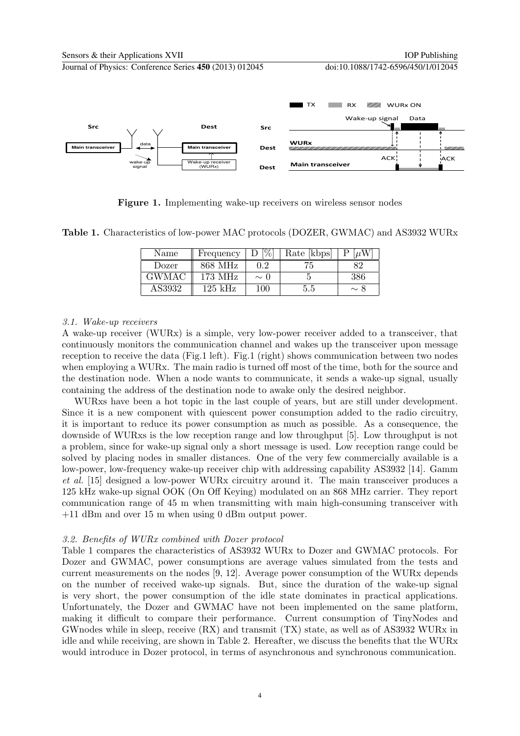TX RX WURx ON

Src

Dest

Main transceiver

data

wake-up signal

Main transceiver

Wake-up receiver (WURx)

Src

Dest

Dest

Wake-up signal Data

WURx

ACK ACK

Main transceiver

**Figure 1.** Implementing wake-up receivers on wireless sensor nodes

**Table 1.** Characteristics of low-power MAC protocols (DOZER, GWMAC) and AS3932 WURx

| Name | Frequency | D [%] | Rate [kbps] | P [$\mu$W] |
|---|---|---|---|---|
| Dozer | 868 MHz | 0.2 | 75 | 82 |
| GWMAC | 173 MHz | $\sim 0$ | 5 | 386 |
| AS3932 | 125 kHz | 100 | 5.5 | $\sim 8$ |

### *3.1. Wake-up receivers*

A wake-up receiver (WURx) is a simple, very low-power receiver added to a transceiver, that continuously monitors the communication channel and wakes up the transceiver upon message reception to receive the data (Fig.1 left). Fig.1 (right) shows communication between two nodes when employing a WURx. The main radio is turned off most of the time, both for the source and the destination node. When a node wants to communicate, it sends a wake-up signal, usually containing the address of the destination node to awake only the desired neighbor.

WURxs have been a hot topic in the last couple of years, but are still under development. Since it is a new component with quiescent power consumption added to the radio circuitry, it is important to reduce its power consumption as much as possible. As a consequence, the downside of WURxs is the low reception range and low throughput [5]. Low throughput is not a problem, since for wake-up signal only a short message is used. Low reception range could be solved by placing nodes in smaller distances. One of the very few commercially available is a low-power, low-frequency wake-up receiver chip with addressing capability AS3932 [14]. Gamm *et al.* [15] designed a low-power WURx circuitry around it. The main transceiver produces a 125 kHz wake-up signal OOK (On Off Keying) modulated on an 868 MHz carrier. They report communication range of 45 m when transmitting with main high-consuming transceiver with +11 dBm and over 15 m when using 0 dBm output power.

### *3.2. Benefits of WURx combined with Dozer protocol*

Table 1 compares the characteristics of AS3932 WURx to Dozer and GWMAC protocols. For Dozer and GWMAC, power consumptions are average values simulated from the tests and current measurements on the nodes [9, 12]. Average power consumption of the WURx depends on the number of received wake-up signals. But, since the duration of the wake-up signal is very short, the power consumption of the idle state dominates in practical applications. Unfortunately, the Dozer and GWMAC have not been implemented on the same platform, making it difficult to compare their performance. Current consumption of TinyNodes and GWnodes while in sleep, receive (RX) and transmit (TX) state, as well as of AS3932 WURx in idle and while receiving, are shown in Table 2. Hereafter, we discuss the benefits that the WURx would introduce in Dozer protocol, in terms of asynchronous and synchronous communication.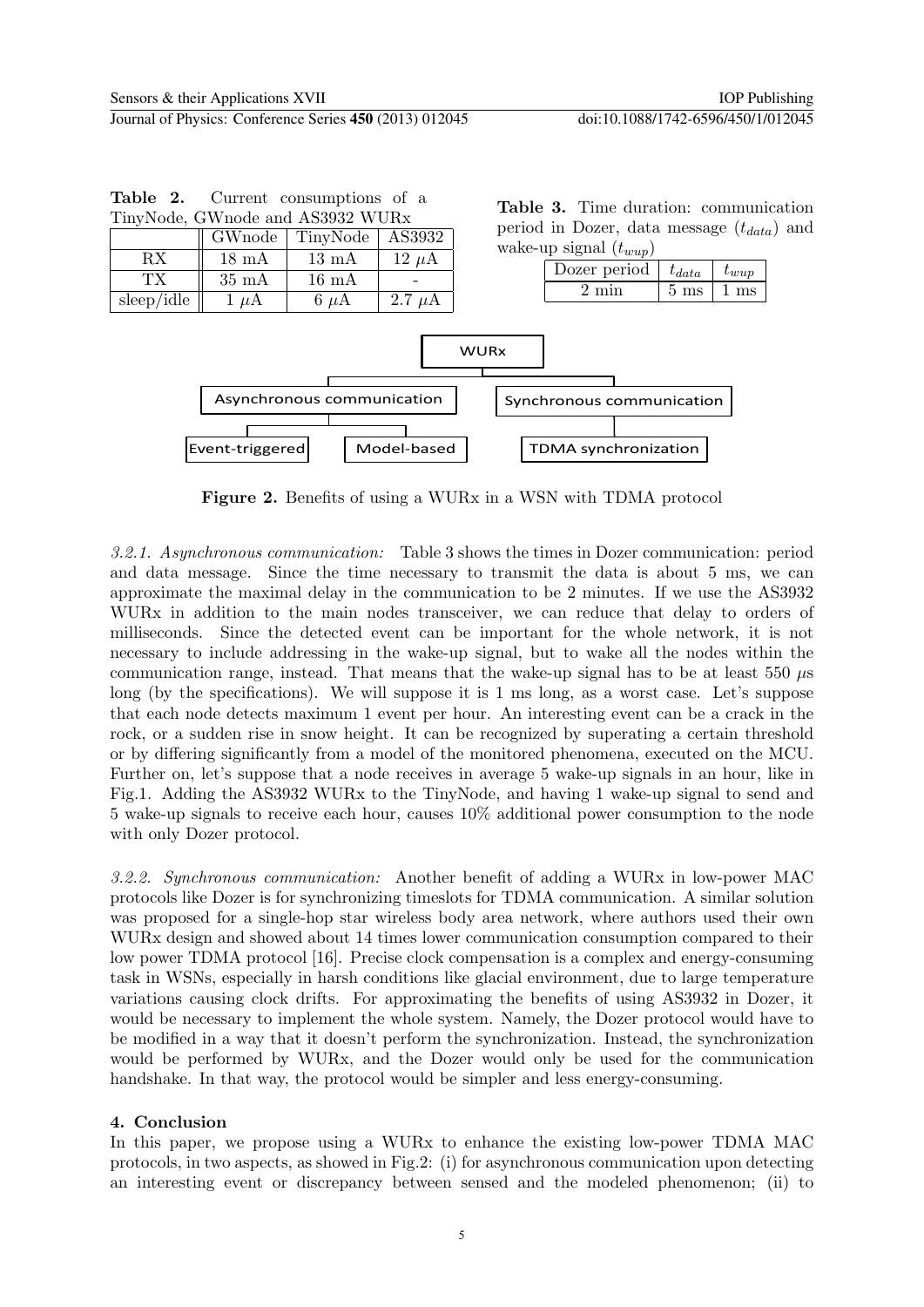**Table 2.** Current consumptions of a TinyNode, GWnode and AS3932 WURx

| | GWnode | TinyNode | AS3932 |
|---|---|---|---|
| RX | 18 mA | 13 mA | 12 $\mu$A |
| TX | 35 mA | 16 mA | - |
| sleep/idle | 1 $\mu$A | 6 $\mu$A | 2.7 $\mu$A |

**Table 3.** Time duration: communication period in Dozer, data message ($t_{data}$) and wake-up signal ($t_{wup}$)

| Dozer period | $t_{data}$ | $t_{wup}$ |
|---|---|---|
| 2 min | 5 ms | 1 ms |

WURx

Asynchronous communication

Synchronous communication

Event-triggered

Model-based

TDMA synchronization

**Figure 2.** Benefits of using a WURx in a WSN with TDMA protocol

*3.2.1. Asynchronous communication:* Table 3 shows the times in Dozer communication: period and data message. Since the time necessary to transmit the data is about 5 ms, we can approximate the maximal delay in the communication to be 2 minutes. If we use the AS3932 WURx in addition to the main nodes transceiver, we can reduce that delay to orders of milliseconds. Since the detected event can be important for the whole network, it is not necessary to include addressing in the wake-up signal, but to wake all the nodes within the communication range, instead. That means that the wake-up signal has to be at least 550 $\mu$s long (by the specifications). We will suppose it is 1 ms long, as a worst case. Let's suppose that each node detects maximum 1 event per hour. An interesting event can be a crack in the rock, or a sudden rise in snow height. It can be recognized by superating a certain threshold or by differing significantly from a model of the monitored phenomena, executed on the MCU. Further on, let's suppose that a node receives in average 5 wake-up signals in an hour, like in Fig.1. Adding the AS3932 WURx to the TinyNode, and having 1 wake-up signal to send and 5 wake-up signals to receive each hour, causes 10% additional power consumption to the node with only Dozer protocol.

*3.2.2. Synchronous communication:* Another benefit of adding a WURx in low-power MAC protocols like Dozer is for synchronizing timeslots for TDMA communication. A similar solution was proposed for a single-hop star wireless body area network, where authors used their own WURx design and showed about 14 times lower communication consumption compared to their low power TDMA protocol [16]. Precise clock compensation is a complex and energy-consuming task in WSNs, especially in harsh conditions like glacial environment, due to large temperature variations causing clock drifts. For approximating the benefits of using AS3932 in Dozer, it would be necessary to implement the whole system. Namely, the Dozer protocol would have to be modified in a way that it doesn't perform the synchronization. Instead, the synchronization would be performed by WURx, and the Dozer would only be used for the communication handshake. In that way, the protocol would be simpler and less energy-consuming.

## 4. Conclusion

In this paper, we propose using a WURx to enhance the existing low-power TDMA MAC protocols, in two aspects, as showed in Fig.2: (i) for asynchronous communication upon detecting an interesting event or discrepancy between sensed and the modeled phenomenon; (ii) to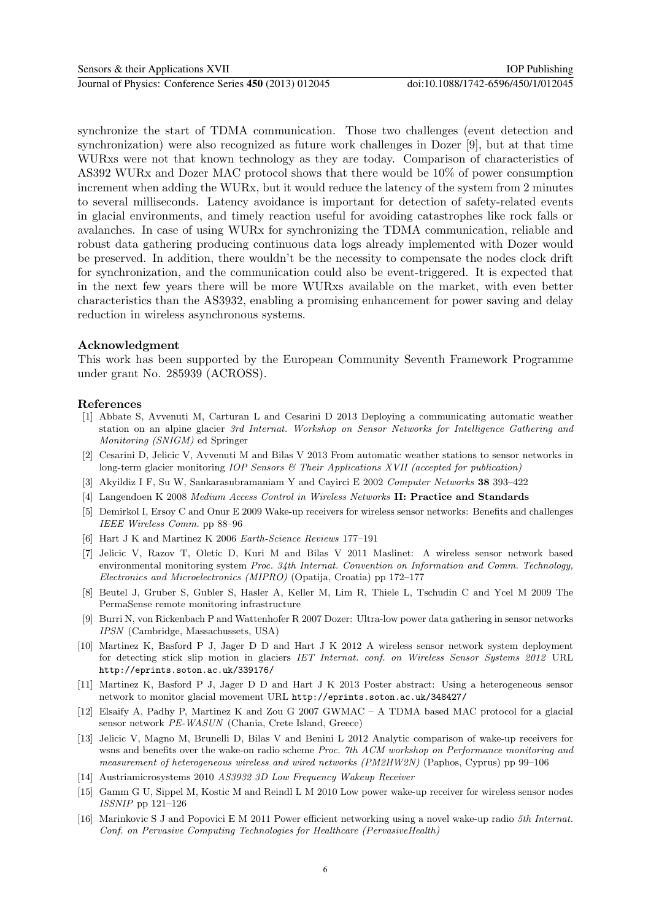synchronize the start of TDMA communication. Those two challenges (event detection and synchronization) were also recognized as future work challenges in Dozer [9], but at that time WURxs were not that known technology as they are today. Comparison of characteristics of AS392 WURx and Dozer MAC protocol shows that there would be 10% of power consumption increment when adding the WURx, but it would reduce the latency of the system from 2 minutes to several milliseconds. Latency avoidance is important for detection of safety-related events in glacial environments, and timely reaction useful for avoiding catastrophes like rock falls or avalanches. In case of using WURx for synchronizing the TDMA communication, reliable and robust data gathering producing continuous data logs already implemented with Dozer would be preserved. In addition, there wouldn't be the necessity to compensate the nodes clock drift for synchronization, and the communication could also be event-triggered. It is expected that in the next few years there will be more WURxs available on the market, with even better characteristics than the AS3932, enabling a promising enhancement for power saving and delay reduction in wireless asynchronous systems.

### Acknowledgment

This work has been supported by the European Community Seventh Framework Programme under grant No. 285939 (ACROSS).

### References

[1] Abbate S, Avvenuti M, Carturan L and Cesarini D 2013 Deploying a communicating automatic weather station on an alpine glacier *3rd Internat. Workshop on Sensor Networks for Intelligence Gathering and Monitoring (SNIGM)* ed Springer

[2] Cesarini D, Jelicic V, Avvenuti M and Bilas V 2013 From automatic weather stations to sensor networks in long-term glacier monitoring *IOP Sensors & Their Applications XVII (accepted for publication)*

[3] Akyildiz I F, Su W, Sankarasubramaniam Y and Cayirci E 2002 *Computer Networks* **38** 393–422

[4] Langendoen K 2008 *Medium Access Control in Wireless Networks* **II: Practice and Standards**

[5] Demirkol I, Ersoy C and Onur E 2009 Wake-up receivers for wireless sensor networks: Benefits and challenges *IEEE Wireless Comm.* pp 88–96

[6] Hart J K and Martinez K 2006 *Earth-Science Reviews* 177–191

[7] Jelicic V, Razov T, Oletic D, Kuri M and Bilas V 2011 Maslinet: A wireless sensor network based environmental monitoring system *Proc. 34th Internat. Convention on Information and Comm. Technology, Electronics and Microelectronics (MIPRO)* (Opatija, Croatia) pp 172–177

[8] Beutel J, Gruber S, Gubler S, Hasler A, Keller M, Lim R, Thiele L, Tschudin C and Ycel M 2009 The PermaSense remote monitoring infrastructure

[9] Burri N, von Rickenbach P and Wattenhofer R 2007 Dozer: Ultra-low power data gathering in sensor networks *IPSN* (Cambridge, Massachussets, USA)

[10] Martinez K, Basford P J, Jager D D and Hart J K 2012 A wireless sensor network system deployment for detecting stick slip motion in glaciers *IET Internat. conf. on Wireless Sensor Systems 2012* URL http://eprints.soton.ac.uk/339176/

[11] Martinez K, Basford P J, Jager D D and Hart J K 2013 Poster abstract: Using a heterogeneous sensor network to monitor glacial movement URL http://eprints.soton.ac.uk/348427/

[12] Elsaify A, Padhy P, Martinez K and Zou G 2007 GWMAC – A TDMA based MAC protocol for a glacial sensor network *PE-WASUN* (Chania, Crete Island, Greece)

[13] Jelicic V, Magno M, Brunelli D, Bilas V and Benini L 2012 Analytic comparison of wake-up receivers for wsns and benefits over the wake-on radio scheme *Proc. 7th ACM workshop on Performance monitoring and measurement of heterogeneous wireless and wired networks (PM2HW2N)* (Paphos, Cyprus) pp 99–106

[14] Austriamicrosystems 2010 *AS3932 3D Low Frequency Wakeup Receiver*

[15] Gamm G U, Sippel M, Kostic M and Reindl L M 2010 Low power wake-up receiver for wireless sensor nodes *ISSNIP* pp 121–126

[16] Marinkovic S J and Popovici E M 2011 Power efficient networking using a novel wake-up radio *5th Internat. Conf. on Pervasive Computing Technologies for Healthcare (PervasiveHealth)*